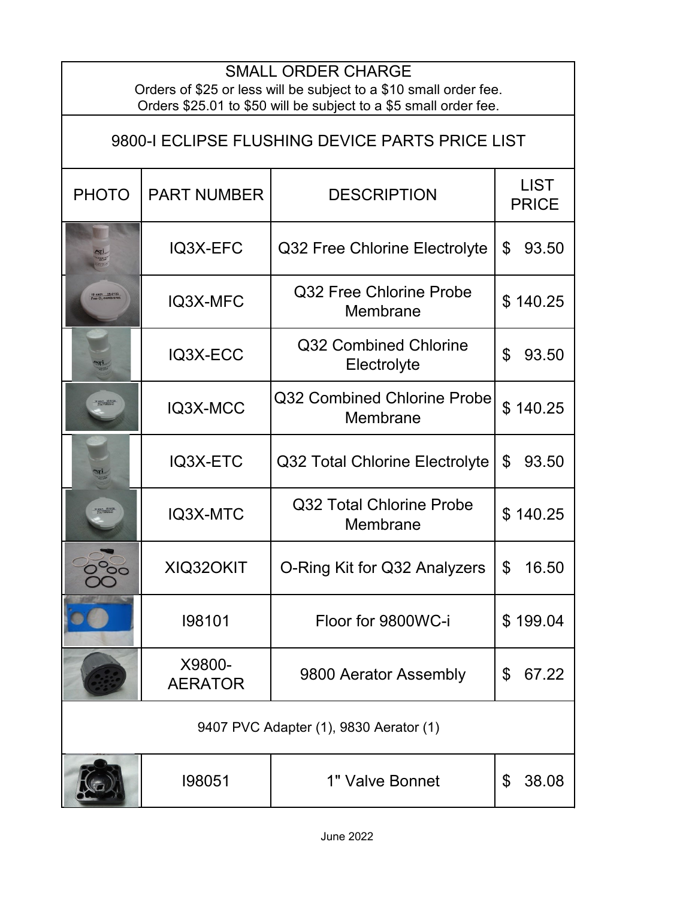## SMALL ORDER CHARGE

Orders of $25 or less will be subject to a $10 small order fee.
Orders $25.01 to $50 will be subject to a $5 small order fee.

## 9800-I ECLIPSE FLUSHING DEVICE PARTS PRICE LIST

| PHOTO | PART NUMBER | DESCRIPTION | LIST PRICE |
|---|---|---|---|
| | IQ3X-EFC | Q32 Free Chlorine Electrolyte | $ 93.50 |
| | IQ3X-MFC | Q32 Free Chlorine Probe Membrane | $ 140.25 |
| | IQ3X-ECC | Q32 Combined Chlorine Electrolyte | $ 93.50 |
| | IQ3X-MCC | Q32 Combined Chlorine Probe Membrane | $ 140.25 |
| | IQ3X-ETC | Q32 Total Chlorine Electrolyte | $ 93.50 |
| | IQ3X-MTC | Q32 Total Chlorine Probe Membrane | $ 140.25 |
| | XIQ32OKIT | O-Ring Kit for Q32 Analyzers | $ 16.50 |
| | I98101 | Floor for 9800WC-i | $ 199.04 |
| | X9800-AERATOR | 9800 Aerator Assembly | $ 67.22 |
| 9407 PVC Adapter (1), 9830 Aerator (1) | | | |
| | I98051 | 1" Valve Bonnet | $ 38.08 |

June 2022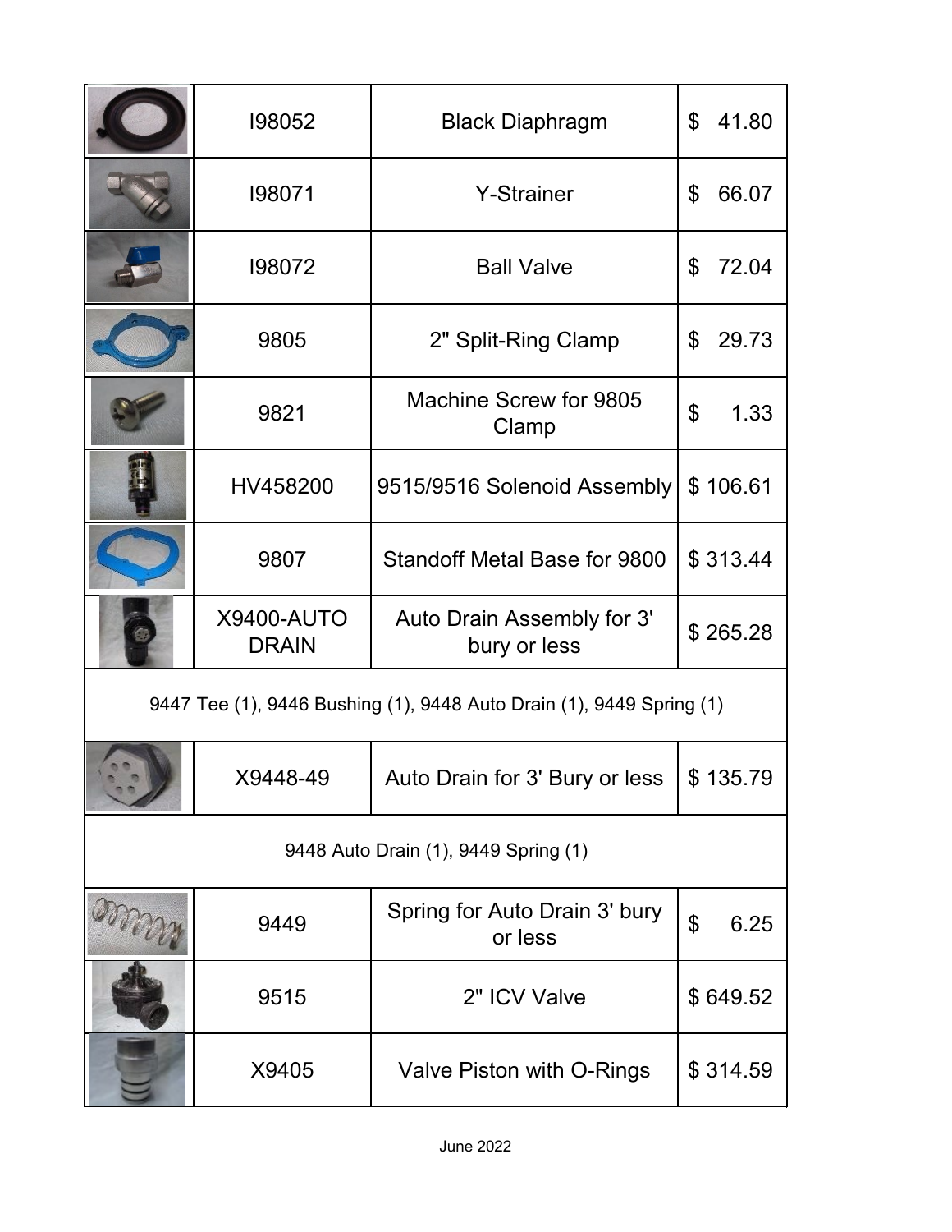| | | | |
|---|---|---|---|
| | I98052 | Black Diaphragm | $ 41.80 |
| | I98071 | Y-Strainer | $ 66.07 |
| | I98072 | Ball Valve | $ 72.04 |
| | 9805 | 2" Split-Ring Clamp | $ 29.73 |
| | 9821 | Machine Screw for 9805 Clamp | $ 1.33 |
| | HV458200 | 9515/9516 Solenoid Assembly | $ 106.61 |
| | 9807 | Standoff Metal Base for 9800 | $ 313.44 |
| | X9400-AUTO DRAIN | Auto Drain Assembly for 3' bury or less | $ 265.28 |
| 9447 Tee (1), 9446 Bushing (1), 9448 Auto Drain (1), 9449 Spring (1) | | | |
| | X9448-49 | Auto Drain for 3' Bury or less | $ 135.79 |
| 9448 Auto Drain (1), 9449 Spring (1) | | | |
| | 9449 | Spring for Auto Drain 3' bury or less | $ 6.25 |
| | 9515 | 2" ICV Valve | $ 649.52 |
| | X9405 | Valve Piston with O-Rings | $ 314.59 |

June 2022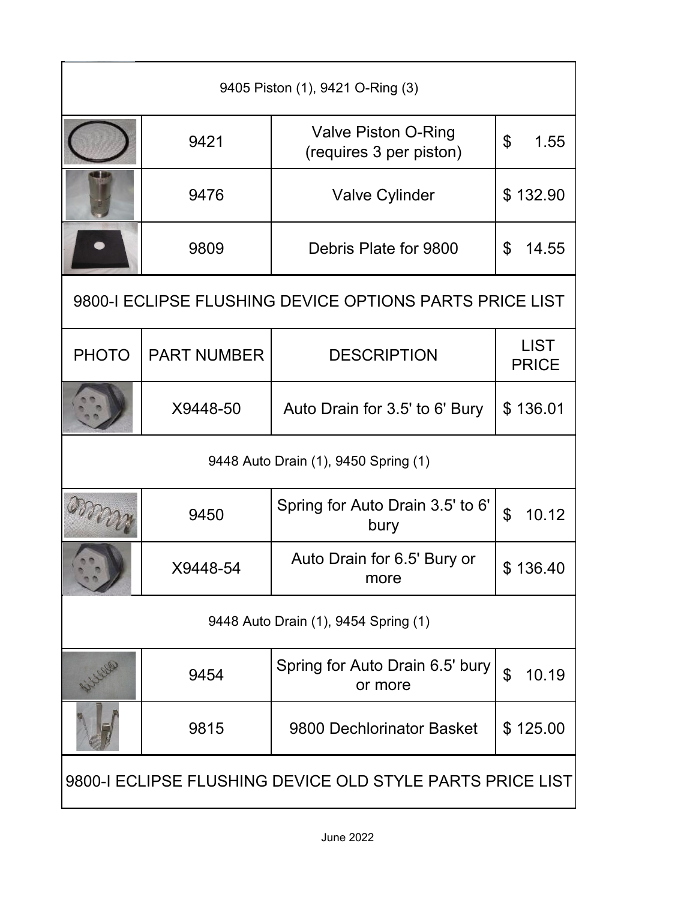| | | | |
|---|---|---|---|
| 9405 Piston (1), 9421 O-Ring (3) | | | |
| | 9421 | Valve Piston O-Ring (requires 3 per piston) | $ 1.55 |
| | 9476 | Valve Cylinder | $ 132.90 |
| | 9809 | Debris Plate for 9800 | $ 14.55 |

## 9800-I ECLIPSE FLUSHING DEVICE OPTIONS PARTS PRICE LIST

| PHOTO | PART NUMBER | DESCRIPTION | LIST PRICE |
|---|---|---|---|
| | X9448-50 | Auto Drain for 3.5' to 6' Bury | $ 136.01 |
| 9448 Auto Drain (1), 9450 Spring (1) | | | |
| | 9450 | Spring for Auto Drain 3.5' to 6' bury | $ 10.12 |
| | X9448-54 | Auto Drain for 6.5' Bury or more | $ 136.40 |
| 9448 Auto Drain (1), 9454 Spring (1) | | | |
| | 9454 | Spring for Auto Drain 6.5' bury or more | $ 10.19 |
| | 9815 | 9800 Dechlorinator Basket | $ 125.00 |

## 9800-I ECLIPSE FLUSHING DEVICE OLD STYLE PARTS PRICE LIST

June 2022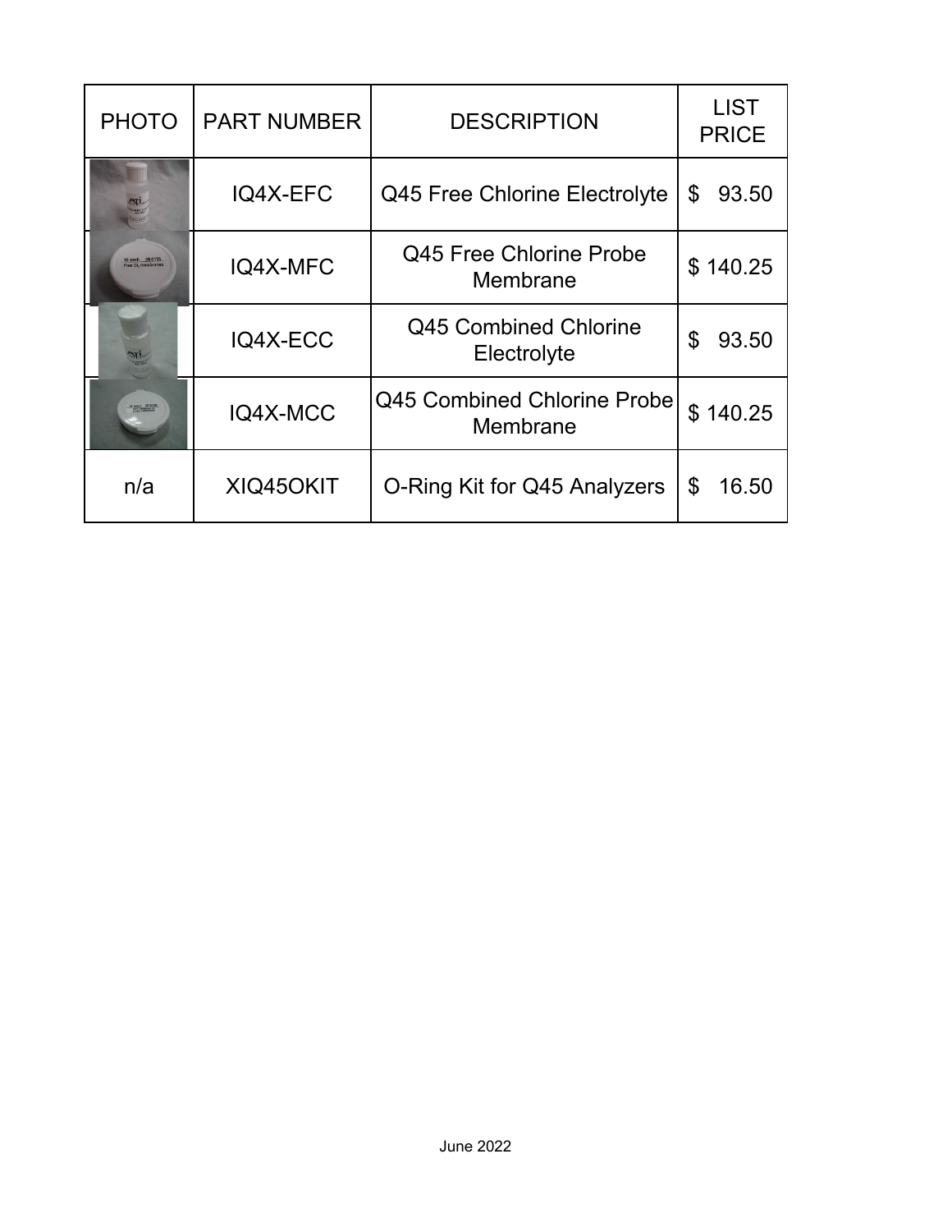| PHOTO | PART NUMBER | DESCRIPTION | LIST PRICE |
|---|---|---|---|
| | IQ4X-EFC | Q45 Free Chlorine Electrolyte | $ 93.50 |
| | IQ4X-MFC | Q45 Free Chlorine Probe Membrane | $ 140.25 |
| | IQ4X-ECC | Q45 Combined Chlorine Electrolyte | $ 93.50 |
| | IQ4X-MCC | Q45 Combined Chlorine Probe Membrane | $ 140.25 |
| n/a | XIQ45OKIT | O-Ring Kit for Q45 Analyzers | $ 16.50 |

June 2022